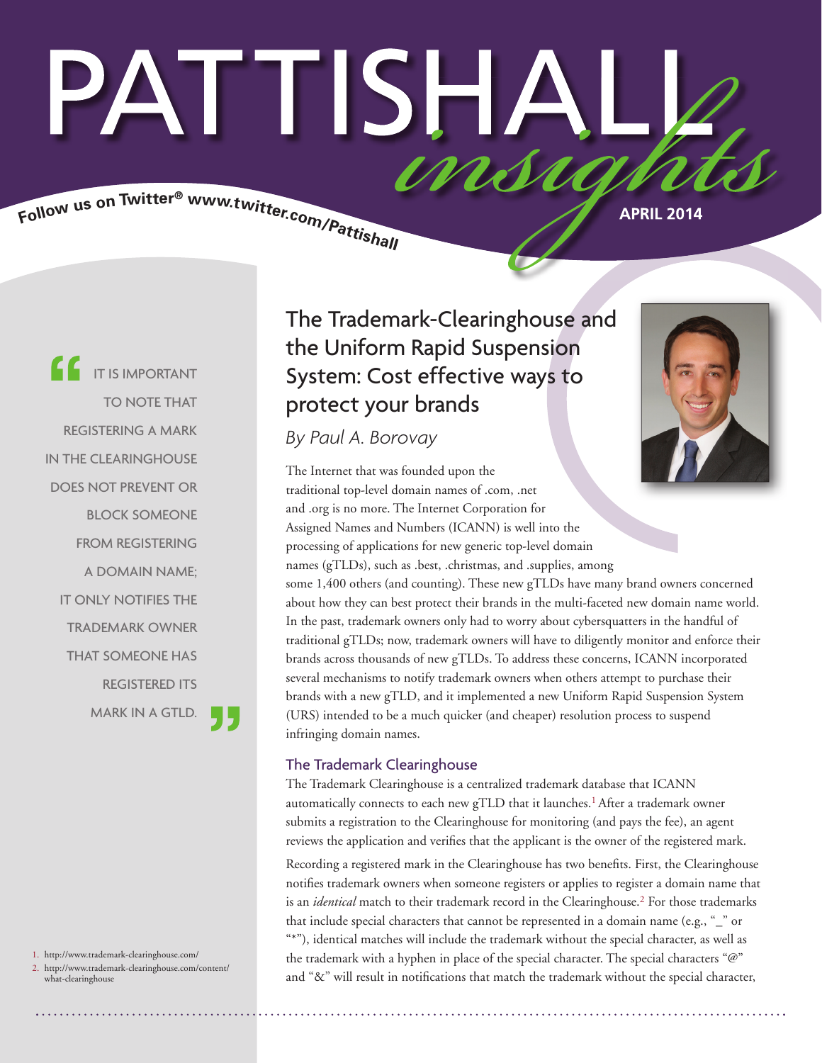# PATTISHALL *insights*

Follow us on Twitter® www.twitter.com/Pattishall

APRIL 2014

> "IT IS IMPORTANT TO NOTE THAT REGISTERING A MARK IN THE CLEARINGHOUSE DOES NOT PREVENT OR BLOCK SOMEONE FROM REGISTERING A DOMAIN NAME; IT ONLY NOTIFIES THE TRADEMARK OWNER THAT SOMEONE HAS REGISTERED ITS MARK IN A GTLD."

## The Trademark-Clearinghouse and the Uniform Rapid Suspension System: Cost effective ways to protect your brands

*By Paul A. Borovay*

The Internet that was founded upon the traditional top-level domain names of .com, .net and .org is no more. The Internet Corporation for Assigned Names and Numbers (ICANN) is well into the processing of applications for new generic top-level domain names (gTLDs), such as .best, .christmas, and .supplies, among some 1,400 others (and counting). These new gTLDs have many brand owners concerned about how they can best protect their brands in the multi-faceted new domain name world. In the past, trademark owners only had to worry about cybersquatters in the handful of traditional gTLDs; now, trademark owners will have to diligently monitor and enforce their brands across thousands of new gTLDs. To address these concerns, ICANN incorporated several mechanisms to notify trademark owners when others attempt to purchase their brands with a new gTLD, and it implemented a new Uniform Rapid Suspension System (URS) intended to be a much quicker (and cheaper) resolution process to suspend infringing domain names.

### The Trademark Clearinghouse

The Trademark Clearinghouse is a centralized trademark database that ICANN automatically connects to each new gTLD that it launches.[1] After a trademark owner submits a registration to the Clearinghouse for monitoring (and pays the fee), an agent reviews the application and verifies that the applicant is the owner of the registered mark.

Recording a registered mark in the Clearinghouse has two benefits. First, the Clearinghouse notifies trademark owners when someone registers or applies to register a domain name that is an *identical* match to their trademark record in the Clearinghouse.[2] For those trademarks that include special characters that cannot be represented in a domain name (e.g., "_" or "*"), identical matches will include the trademark without the special character, as well as the trademark with a hyphen in place of the special character. The special characters "@" and "&" will result in notifications that match the trademark without the special character,

1. http://www.trademark-clearinghouse.com/
2. http://www.trademark-clearinghouse.com/content/what-clearinghouse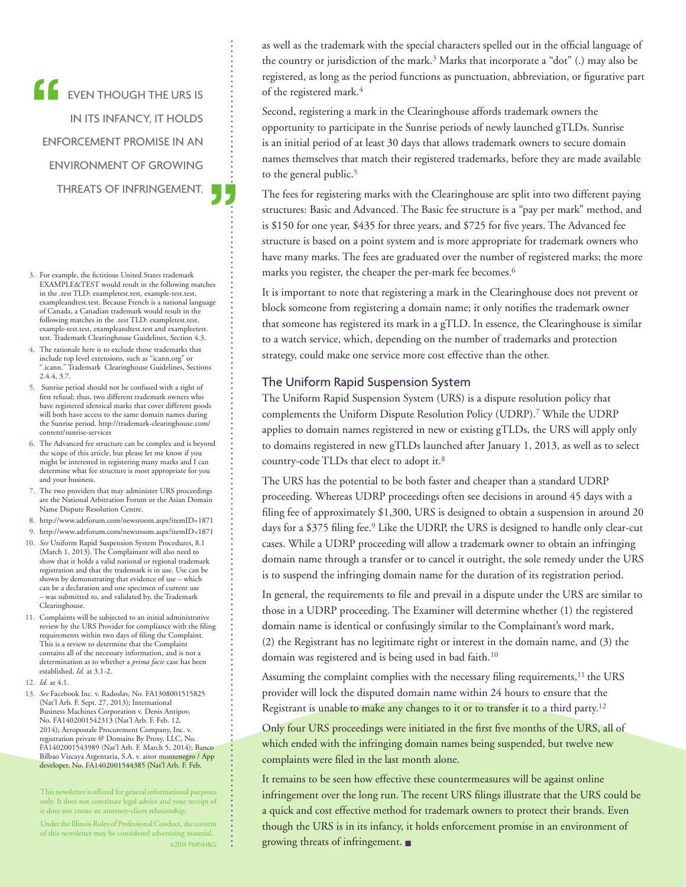as well as the trademark with the special characters spelled out in the official language of the country or jurisdiction of the mark.[3] Marks that incorporate a "dot" (.) may also be registered, as long as the period functions as punctuation, abbreviation, or figurative part of the registered mark.[4]

Second, registering a mark in the Clearinghouse affords trademark owners the opportunity to participate in the Sunrise periods of newly launched gTLDs. Sunrise is an initial period of at least 30 days that allows trademark owners to secure domain names themselves that match their registered trademarks, before they are made available to the general public.[5]

The fees for registering marks with the Clearinghouse are split into two different paying structures: Basic and Advanced. The Basic fee structure is a "pay per mark" method, and is $150 for one year, $435 for three years, and $725 for five years. The Advanced fee structure is based on a point system and is more appropriate for trademark owners who have many marks. The fees are graduated over the number of registered marks; the more marks you register, the cheaper the per-mark fee becomes.[6]

It is important to note that registering a mark in the Clearinghouse does not prevent or block someone from registering a domain name; it only notifies the trademark owner that someone has registered its mark in a gTLD. In essence, the Clearinghouse is similar to a watch service, which, depending on the number of trademarks and protection strategy, could make one service more cost effective than the other.

## The Uniform Rapid Suspension System

The Uniform Rapid Suspension System (URS) is a dispute resolution policy that complements the Uniform Dispute Resolution Policy (UDRP).[7] While the UDRP applies to domain names registered in new or existing gTLDs, the URS will apply only to domains registered in new gTLDs launched after January 1, 2013, as well as to select country-code TLDs that elect to adopt it.[8]

The URS has the potential to be both faster and cheaper than a standard UDRP proceeding. Whereas UDRP proceedings often see decisions in around 45 days with a filing fee of approximately $1,300, URS is designed to obtain a suspension in around 20 days for a $375 filing fee.[9] Like the UDRP, the URS is designed to handle only clear-cut cases. While a UDRP proceeding will allow a trademark owner to obtain an infringing domain name through a transfer or to cancel it outright, the sole remedy under the URS is to suspend the infringing domain name for the duration of its registration period.

In general, the requirements to file and prevail in a dispute under the URS are similar to those in a UDRP proceeding. The Examiner will determine whether (1) the registered domain name is identical or confusingly similar to the Complainant's word mark, (2) the Registrant has no legitimate right or interest in the domain name, and (3) the domain was registered and is being used in bad faith.[10]

Assuming the complaint complies with the necessary filing requirements,[11] the URS provider will lock the disputed domain name within 24 hours to ensure that the Registrant is unable to make any changes to it or to transfer it to a third party.[12]

Only four URS proceedings were initiated in the first five months of the URS, all of which ended with the infringing domain names being suspended, but twelve new complaints were filed in the last month alone.

It remains to be seen how effective these countermeasures will be against online infringement over the long run. The recent URS filings illustrate that the URS could be a quick and cost effective method for trademark owners to protect their brands. Even though the URS is in its infancy, it holds enforcement promise in an environment of growing threats of infringement. ■

> "EVEN THOUGH THE URS IS IN ITS INFANCY, IT HOLDS ENFORCEMENT PROMISE IN AN ENVIRONMENT OF GROWING THREATS OF INFRINGEMENT."

3. For example, the fictitious United States trademark EXAMPLE&TEST would result in the following matches in the .test TLD: exampletest.test, example-test.test, exampleandtest.test. Because French is a national language of Canada, a Canadian trademark would result in the following matches in the .test TLD: exampletest.test, example-test.test, exampleandtest.test and exampleetest.test. Trademark Clearinghouse Guidelines, Section 4.3.
4. The rationale here is to exclude those trademarks that include top level extensions, such as "icann.org" or ".icann." Trademark Clearinghouse Guidelines, Sections 2.4.4, 3.7.
5. Sunrise period should not be confused with a right of first refusal; thus, two different trademark owners who have registered identical marks that cover different goods will both have access to the same domain names during the Sunrise period. http://trademark-clearinghouse.com/content/sunrise-services
6. The Advanced fee structure can be complex and is beyond the scope of this article, but please let me know if you might be interested in registering many marks and I can determine what fee structure is most appropriate for you and your business.
7. The two providers that may administer URS proceedings are the National Arbitration Forum or the Asian Domain Name Dispute Resolution Centre.
8. http://www.adrforum.com/newsroom.aspx?itemID=1871
9. http://www.adrforum.com/newsroom.aspx?itemID=1871
10. *See* Uniform Rapid Suspension System Procedures, 8.1 (March 1, 2013). The Complainant will also need to show that it holds a valid national or regional trademark registration and that the trademark is in use. Use can be shown by demonstrating that evidence of use – which can be a declaration and one specimen of current use – was submitted to, and validated by, the Trademark Clearinghouse.
11. Complaints will be subjected to an initial administrative review by the URS Provider for compliance with the filing requirements within two days of filing the Complaint. This is a review to determine that the Complaint contains all of the necessary information, and is not a determination as to whether a *prima facie* case has been established. *Id.* at 3.1-2.
12. *Id.* at 4.1.
13. *See* Facebook Inc. v. Radoslav, No. FA1308001515825 (Nat'l Arb. F. Sept. 27, 2013); International Business Machines Corporation v. Denis Antipov, No. FA1402001542313 (Nat'l Arb. F. Feb. 12, 2014); Aeropostale Procurement Company, Inc. v. registration private @ Domains By Proxy, LLC, No. FA1402001543989 (Nat'l Arb. F. March 5, 2014); Banco Bilbao Vizcaya Argentaria, S.A. v. aitor montenegro / App developer, No. FA1402001544385 (Nat'l Arb. F. Feb.

This newsletter is offered for general informational purposes only. It does not constitute legal advice and your receipt of it does not create an attorney-client relationship.

Under the Illinois Rules of Professional Conduct, the content of this newsletter may be considered advertising material.

©2014 PMNH&G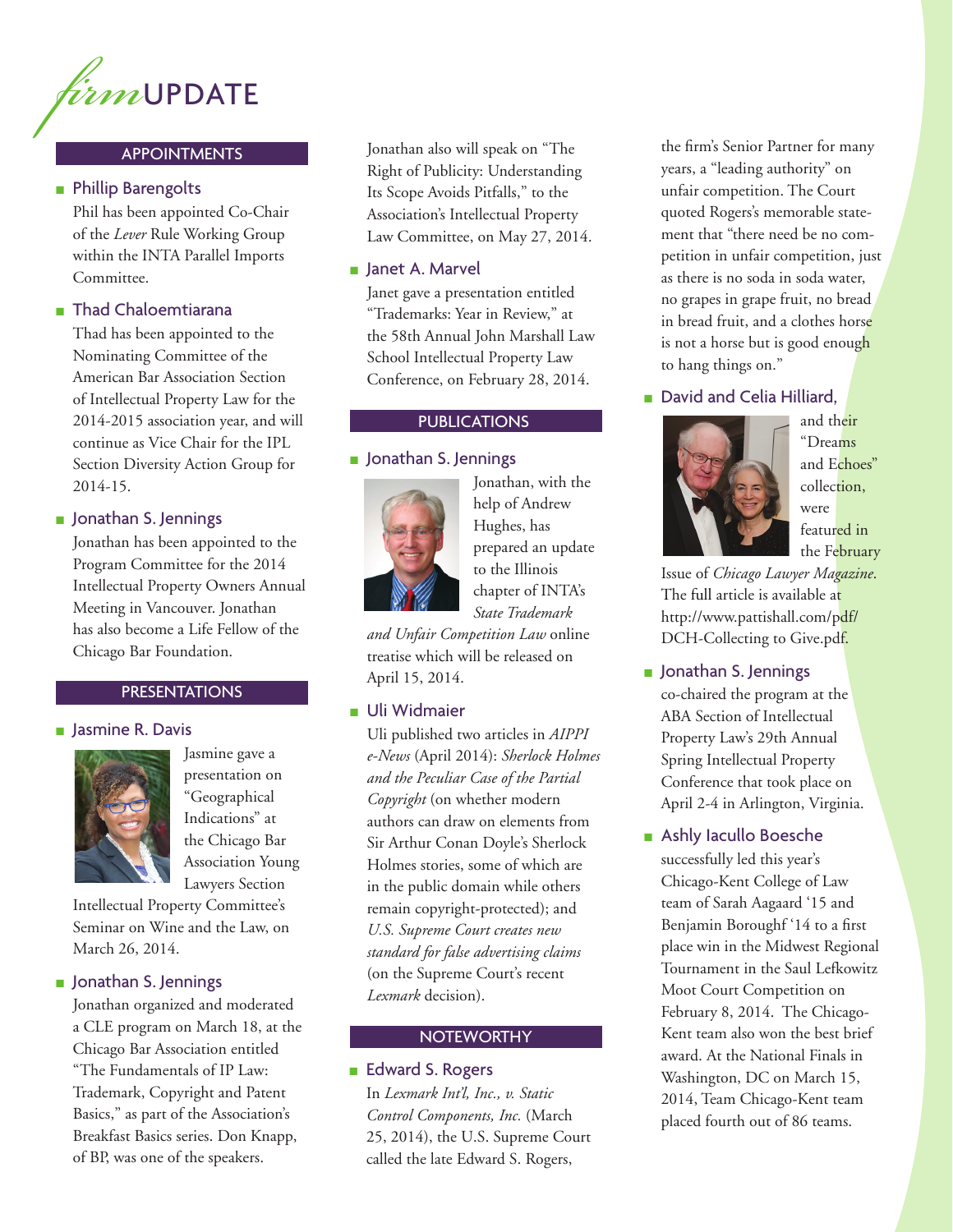# *firm* UPDATE

## APPOINTMENTS

- **Phillip Barengolts**

  Phil has been appointed Co-Chair of the *Lever* Rule Working Group within the INTA Parallel Imports Committee.

- **Thad Chaloemtiarana**

  Thad has been appointed to the Nominating Committee of the American Bar Association Section of Intellectual Property Law for the 2014-2015 association year, and will continue as Vice Chair for the IPL Section Diversity Action Group for 2014-15.

- **Jonathan S. Jennings**

  Jonathan has been appointed to the Program Committee for the 2014 Intellectual Property Owners Annual Meeting in Vancouver. Jonathan has also become a Life Fellow of the Chicago Bar Foundation.

## PRESENTATIONS

- **Jasmine R. Davis**

  Jasmine gave a presentation on "Geographical Indications" at the Chicago Bar Association Young Lawyers Section Intellectual Property Committee's Seminar on Wine and the Law, on March 26, 2014.

- **Jonathan S. Jennings**

  Jonathan organized and moderated a CLE program on March 18, at the Chicago Bar Association entitled "The Fundamentals of IP Law: Trademark, Copyright and Patent Basics," as part of the Association's Breakfast Basics series. Don Knapp, of BP, was one of the speakers.

  Jonathan also will speak on "The Right of Publicity: Understanding Its Scope Avoids Pitfalls," to the Association's Intellectual Property Law Committee, on May 27, 2014.

- **Janet A. Marvel**

  Janet gave a presentation entitled "Trademarks: Year in Review," at the 58th Annual John Marshall Law School Intellectual Property Law Conference, on February 28, 2014.

## PUBLICATIONS

- **Jonathan S. Jennings**

  Jonathan, with the help of Andrew Hughes, has prepared an update to the Illinois chapter of INTA's *State Trademark and Unfair Competition Law* online treatise which will be released on April 15, 2014.

- **Uli Widmaier**

  Uli published two articles in *AIPPI e-News* (April 2014): *Sherlock Holmes and the Peculiar Case of the Partial Copyright* (on whether modern authors can draw on elements from Sir Arthur Conan Doyle's Sherlock Holmes stories, some of which are in the public domain while others remain copyright-protected); and *U.S. Supreme Court creates new standard for false advertising claims* (on the Supreme Court's recent *Lexmark* decision).

## NOTEWORTHY

- **Edward S. Rogers**

  In *Lexmark Int'l, Inc., v. Static Control Components, Inc.* (March 25, 2014), the U.S. Supreme Court called the late Edward S. Rogers, the firm's Senior Partner for many years, a "leading authority" on unfair competition. The Court quoted Rogers's memorable statement that "there need be no competition in unfair competition, just as there is no soda in soda water, no grapes in grape fruit, no bread in bread fruit, and a clothes horse is not a horse but is good enough to hang things on."

- **David and Celia Hilliard,**

  and their "Dreams and Echoes" collection, were featured in the February Issue of *Chicago Lawyer Magazine*. The full article is available at http://www.pattishall.com/pdf/DCH-Collecting to Give.pdf.

- **Jonathan S. Jennings**

  co-chaired the program at the ABA Section of Intellectual Property Law's 29th Annual Spring Intellectual Property Conference that took place on April 2-4 in Arlington, Virginia.

- **Ashly Iacullo Boesche**

  successfully led this year's Chicago-Kent College of Law team of Sarah Aagaard '15 and Benjamin Borought '14 to a first place win in the Midwest Regional Tournament in the Saul Lefkowitz Moot Court Competition on February 8, 2014. The Chicago-Kent team also won the best brief award. At the National Finals in Washington, DC on March 15, 2014, Team Chicago-Kent team placed fourth out of 86 teams.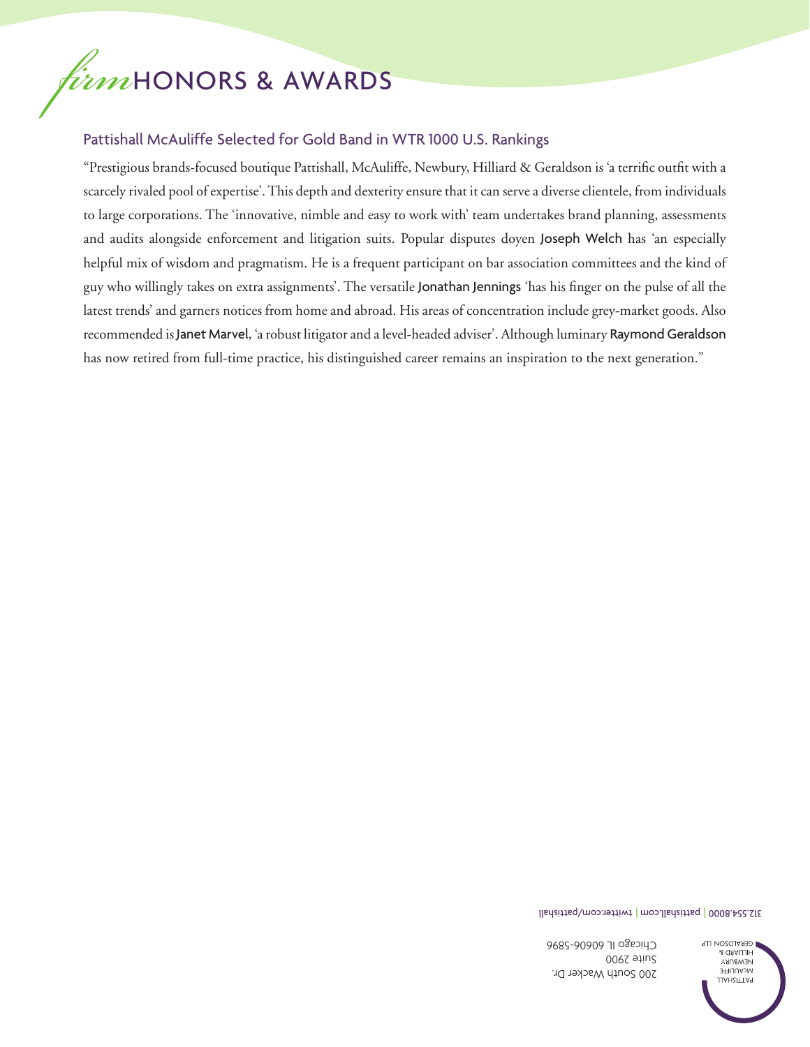# *firm* HONORS & AWARDS

## Pattishall McAuliffe Selected for Gold Band in WTR 1000 U.S. Rankings

"Prestigious brands-focused boutique Pattishall, McAuliffe, Newbury, Hilliard & Geraldson is 'a terrific outfit with a scarcely rivaled pool of expertise'. This depth and dexterity ensure that it can serve a diverse clientele, from individuals to large corporations. The 'innovative, nimble and easy to work with' team undertakes brand planning, assessments and audits alongside enforcement and litigation suits. Popular disputes doyen Joseph Welch has 'an especially helpful mix of wisdom and pragmatism. He is a frequent participant on bar association committees and the kind of guy who willingly takes on extra assignments'. The versatile Jonathan Jennings 'has his finger on the pulse of all the latest trends' and garners notices from home and abroad. His areas of concentration include grey-market goods. Also recommended is Janet Marvel, 'a robust litigator and a level-headed adviser'. Although luminary Raymond Geraldson has now retired from full-time practice, his distinguished career remains an inspiration to the next generation."

312.554.8000 | pattishall.com | twitter.com/pattishall

200 South Wacker Dr.
Suite 2900
Chicago IL 60606-5896

PATTISHALL
McAULIFFE
NEWBURY
HILLIARD &
GERALDSON LLP